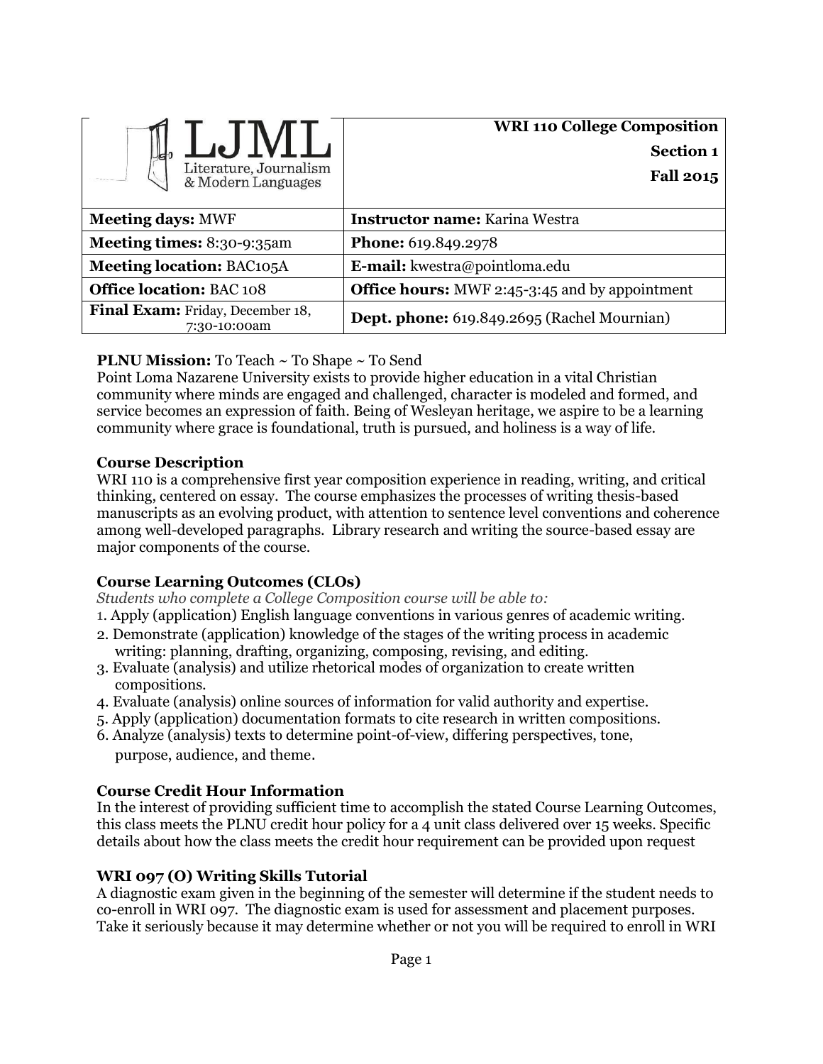| LJML Literature, Journalism & Modern Languages | **WRI 110 College Composition** **Section 1** **Fall 2015** |
|---|---|
| **Meeting days:** MWF | **Instructor name:** Karina Westra |
| **Meeting times:** 8:30-9:35am | **Phone:** 619.849.2978 |
| **Meeting location:** BAC105A | **E-mail:** kwestra@pointloma.edu |
| **Office location:** BAC 108 | **Office hours:** MWF 2:45-3:45 and by appointment |
| **Final Exam:** Friday, December 18, 7:30-10:00am | **Dept. phone:** 619.849.2695 (Rachel Mournian) |

**PLNU Mission:** To Teach ~ To Shape ~ To Send
Point Loma Nazarene University exists to provide higher education in a vital Christian community where minds are engaged and challenged, character is modeled and formed, and service becomes an expression of faith. Being of Wesleyan heritage, we aspire to be a learning community where grace is foundational, truth is pursued, and holiness is a way of life.

### Course Description

WRI 110 is a comprehensive first year composition experience in reading, writing, and critical thinking, centered on essay. The course emphasizes the processes of writing thesis-based manuscripts as an evolving product, with attention to sentence level conventions and coherence among well-developed paragraphs. Library research and writing the source-based essay are major components of the course.

### Course Learning Outcomes (CLOs)

*Students who complete a College Composition course will be able to:*

1. Apply (application) English language conventions in various genres of academic writing.
2. Demonstrate (application) knowledge of the stages of the writing process in academic writing: planning, drafting, organizing, composing, revising, and editing.
3. Evaluate (analysis) and utilize rhetorical modes of organization to create written compositions.
4. Evaluate (analysis) online sources of information for valid authority and expertise.
5. Apply (application) documentation formats to cite research in written compositions.
6. Analyze (analysis) texts to determine point-of-view, differing perspectives, tone, purpose, audience, and theme.

### Course Credit Hour Information

In the interest of providing sufficient time to accomplish the stated Course Learning Outcomes, this class meets the PLNU credit hour policy for a 4 unit class delivered over 15 weeks. Specific details about how the class meets the credit hour requirement can be provided upon request

### WRI 097 (O) Writing Skills Tutorial

A diagnostic exam given in the beginning of the semester will determine if the student needs to co-enroll in WRI 097. The diagnostic exam is used for assessment and placement purposes. Take it seriously because it may determine whether or not you will be required to enroll in WRI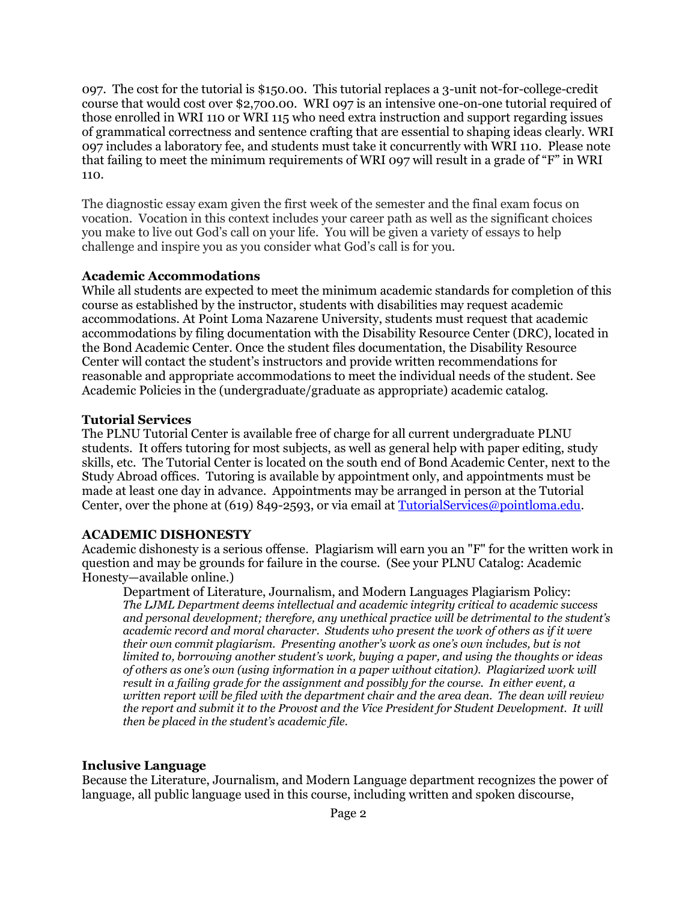097. The cost for the tutorial is $150.00. This tutorial replaces a 3-unit not-for-college-credit course that would cost over $2,700.00. WRI 097 is an intensive one-on-one tutorial required of those enrolled in WRI 110 or WRI 115 who need extra instruction and support regarding issues of grammatical correctness and sentence crafting that are essential to shaping ideas clearly. WRI 097 includes a laboratory fee, and students must take it concurrently with WRI 110. Please note that failing to meet the minimum requirements of WRI 097 will result in a grade of "F" in WRI 110.

The diagnostic essay exam given the first week of the semester and the final exam focus on vocation. Vocation in this context includes your career path as well as the significant choices you make to live out God's call on your life. You will be given a variety of essays to help challenge and inspire you as you consider what God's call is for you.

### Academic Accommodations

While all students are expected to meet the minimum academic standards for completion of this course as established by the instructor, students with disabilities may request academic accommodations. At Point Loma Nazarene University, students must request that academic accommodations by filing documentation with the Disability Resource Center (DRC), located in the Bond Academic Center. Once the student files documentation, the Disability Resource Center will contact the student's instructors and provide written recommendations for reasonable and appropriate accommodations to meet the individual needs of the student. See Academic Policies in the (undergraduate/graduate as appropriate) academic catalog.

### Tutorial Services

The PLNU Tutorial Center is available free of charge for all current undergraduate PLNU students. It offers tutoring for most subjects, as well as general help with paper editing, study skills, etc. The Tutorial Center is located on the south end of Bond Academic Center, next to the Study Abroad offices. Tutoring is available by appointment only, and appointments must be made at least one day in advance. Appointments may be arranged in person at the Tutorial Center, over the phone at (619) 849-2593, or via email at TutorialServices@pointloma.edu.

### ACADEMIC DISHONESTY

Academic dishonesty is a serious offense. Plagiarism will earn you an "F" for the written work in question and may be grounds for failure in the course. (See your PLNU Catalog: Academic Honesty—available online.)

> Department of Literature, Journalism, and Modern Languages Plagiarism Policy:
> *The LJML Department deems intellectual and academic integrity critical to academic success and personal development; therefore, any unethical practice will be detrimental to the student's academic record and moral character. Students who present the work of others as if it were their own commit plagiarism. Presenting another's work as one's own includes, but is not limited to, borrowing another student's work, buying a paper, and using the thoughts or ideas of others as one's own (using information in a paper without citation). Plagiarized work will result in a failing grade for the assignment and possibly for the course. In either event, a written report will be filed with the department chair and the area dean. The dean will review the report and submit it to the Provost and the Vice President for Student Development. It will then be placed in the student's academic file.*

### Inclusive Language

Because the Literature, Journalism, and Modern Language department recognizes the power of language, all public language used in this course, including written and spoken discourse,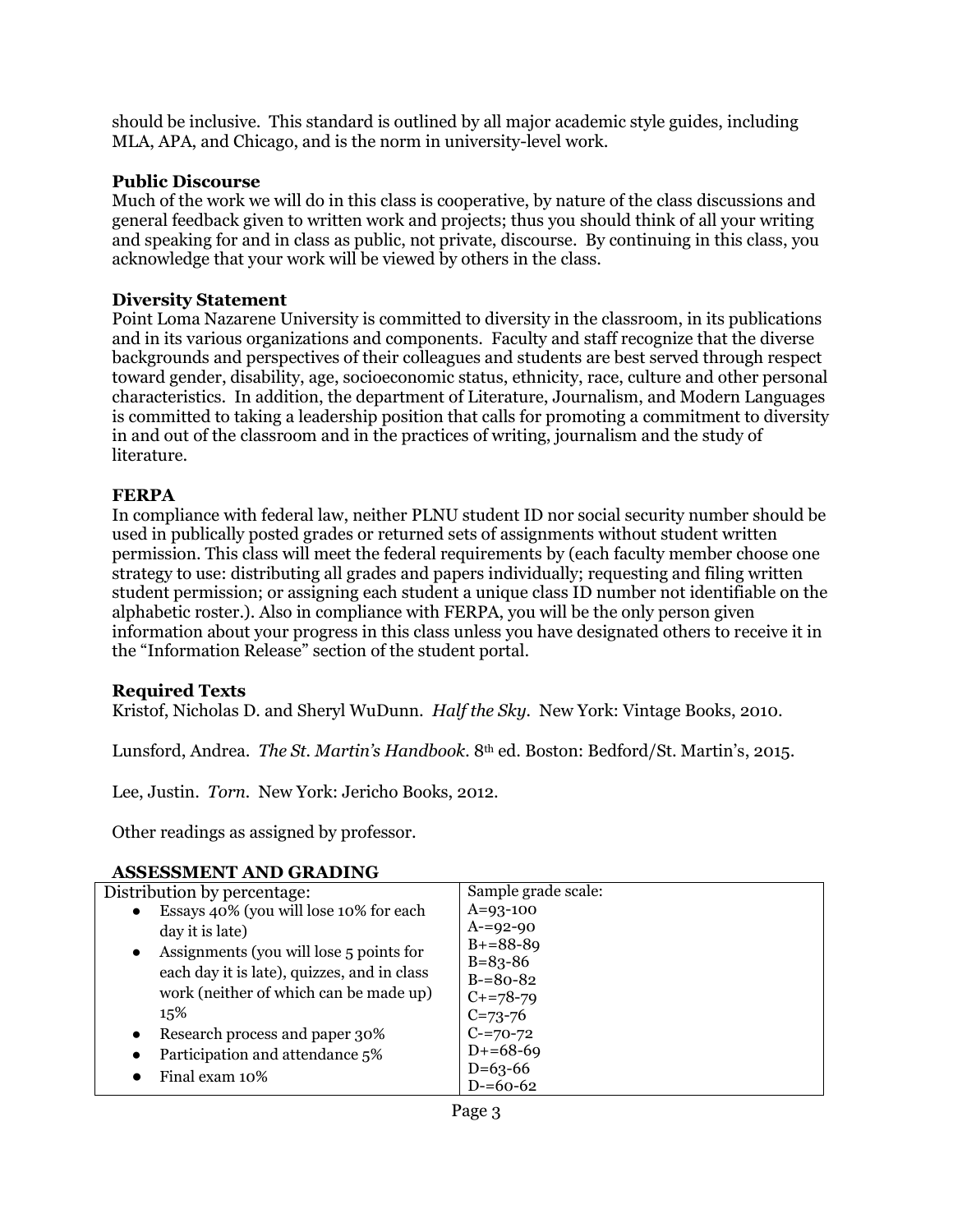should be inclusive. This standard is outlined by all major academic style guides, including MLA, APA, and Chicago, and is the norm in university-level work.

### Public Discourse

Much of the work we will do in this class is cooperative, by nature of the class discussions and general feedback given to written work and projects; thus you should think of all your writing and speaking for and in class as public, not private, discourse. By continuing in this class, you acknowledge that your work will be viewed by others in the class.

### Diversity Statement

Point Loma Nazarene University is committed to diversity in the classroom, in its publications and in its various organizations and components. Faculty and staff recognize that the diverse backgrounds and perspectives of their colleagues and students are best served through respect toward gender, disability, age, socioeconomic status, ethnicity, race, culture and other personal characteristics. In addition, the department of Literature, Journalism, and Modern Languages is committed to taking a leadership position that calls for promoting a commitment to diversity in and out of the classroom and in the practices of writing, journalism and the study of literature.

### FERPA

In compliance with federal law, neither PLNU student ID nor social security number should be used in publically posted grades or returned sets of assignments without student written permission. This class will meet the federal requirements by (each faculty member choose one strategy to use: distributing all grades and papers individually; requesting and filing written student permission; or assigning each student a unique class ID number not identifiable on the alphabetic roster.). Also in compliance with FERPA, you will be the only person given information about your progress in this class unless you have designated others to receive it in the "Information Release" section of the student portal.

### Required Texts

Kristof, Nicholas D. and Sheryl WuDunn. *Half the Sky*. New York: Vintage Books, 2010.

Lunsford, Andrea. *The St. Martin's Handbook*. 8th ed. Boston: Bedford/St. Martin's, 2015.

Lee, Justin. *Torn*. New York: Jericho Books, 2012.

Other readings as assigned by professor.

## ASSESSMENT AND GRADING

| Distribution by percentage: | Sample grade scale: |
|---|---|
| • Essays 40% (you will lose 10% for each day it is late)<br>• Assignments (you will lose 5 points for each day it is late), quizzes, and in class work (neither of which can be made up) 15%<br>• Research process and paper 30%<br>• Participation and attendance 5%<br>• Final exam 10% | A=93-100<br>A-=92-90<br>B+=88-89<br>B=83-86<br>B-=80-82<br>C+=78-79<br>C=73-76<br>C-=70-72<br>D+=68-69<br>D=63-66<br>D-=60-62 |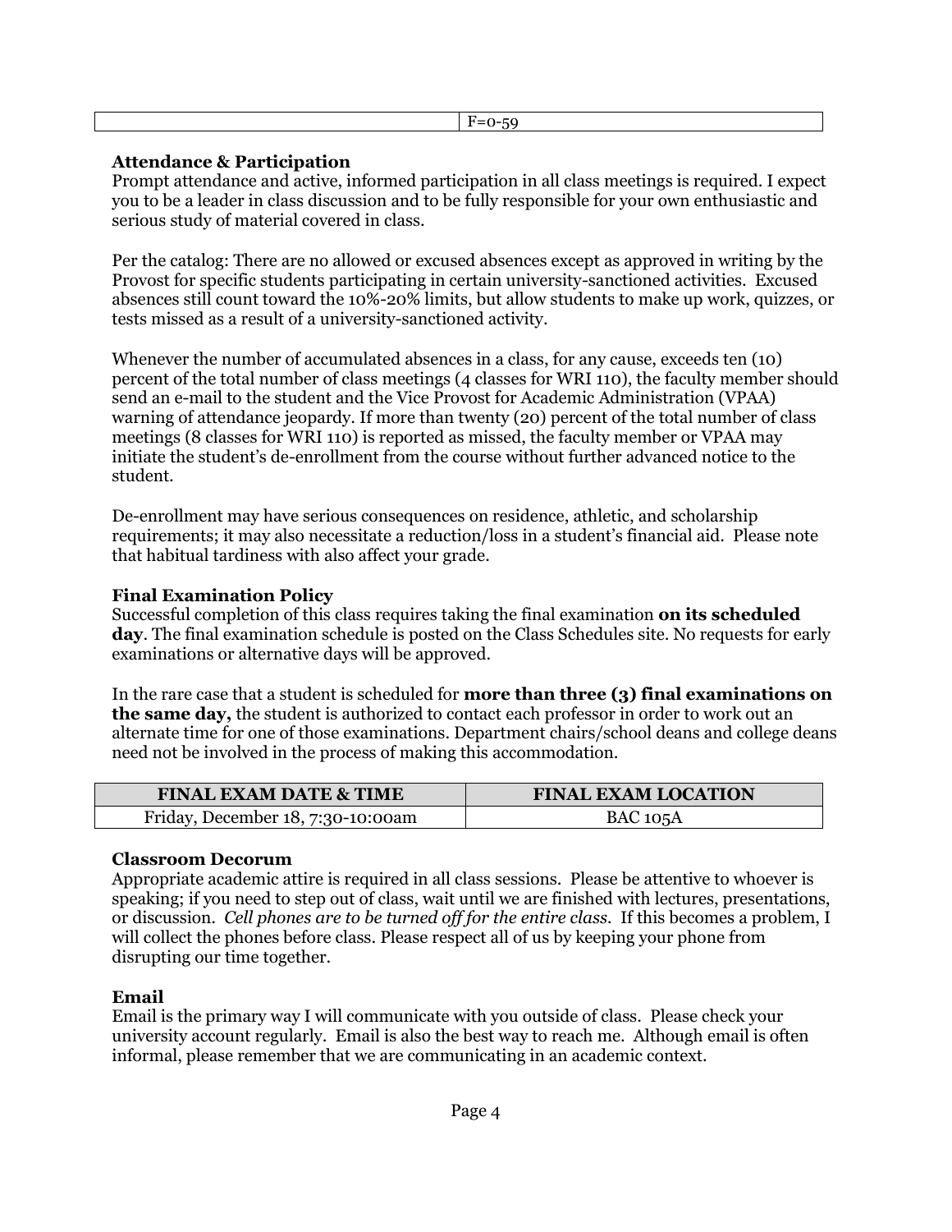| | F=0-59 |
|---|---|

**Attendance & Participation**

Prompt attendance and active, informed participation in all class meetings is required. I expect you to be a leader in class discussion and to be fully responsible for your own enthusiastic and serious study of material covered in class.

Per the catalog: There are no allowed or excused absences except as approved in writing by the Provost for specific students participating in certain university-sanctioned activities. Excused absences still count toward the 10%-20% limits, but allow students to make up work, quizzes, or tests missed as a result of a university-sanctioned activity.

Whenever the number of accumulated absences in a class, for any cause, exceeds ten (10) percent of the total number of class meetings (4 classes for WRI 110), the faculty member should send an e-mail to the student and the Vice Provost for Academic Administration (VPAA) warning of attendance jeopardy. If more than twenty (20) percent of the total number of class meetings (8 classes for WRI 110) is reported as missed, the faculty member or VPAA may initiate the student's de-enrollment from the course without further advanced notice to the student.

De-enrollment may have serious consequences on residence, athletic, and scholarship requirements; it may also necessitate a reduction/loss in a student's financial aid. Please note that habitual tardiness with also affect your grade.

**Final Examination Policy**

Successful completion of this class requires taking the final examination **on its scheduled day**. The final examination schedule is posted on the Class Schedules site. No requests for early examinations or alternative days will be approved.

In the rare case that a student is scheduled for **more than three (3) final examinations on the same day,** the student is authorized to contact each professor in order to work out an alternate time for one of those examinations. Department chairs/school deans and college deans need not be involved in the process of making this accommodation.

| FINAL EXAM DATE & TIME | FINAL EXAM LOCATION |
|---|---|
| Friday, December 18, 7:30-10:00am | BAC 105A |

**Classroom Decorum**

Appropriate academic attire is required in all class sessions. Please be attentive to whoever is speaking; if you need to step out of class, wait until we are finished with lectures, presentations, or discussion. *Cell phones are to be turned off for the entire class.* If this becomes a problem, I will collect the phones before class. Please respect all of us by keeping your phone from disrupting our time together.

**Email**

Email is the primary way I will communicate with you outside of class. Please check your university account regularly. Email is also the best way to reach me. Although email is often informal, please remember that we are communicating in an academic context.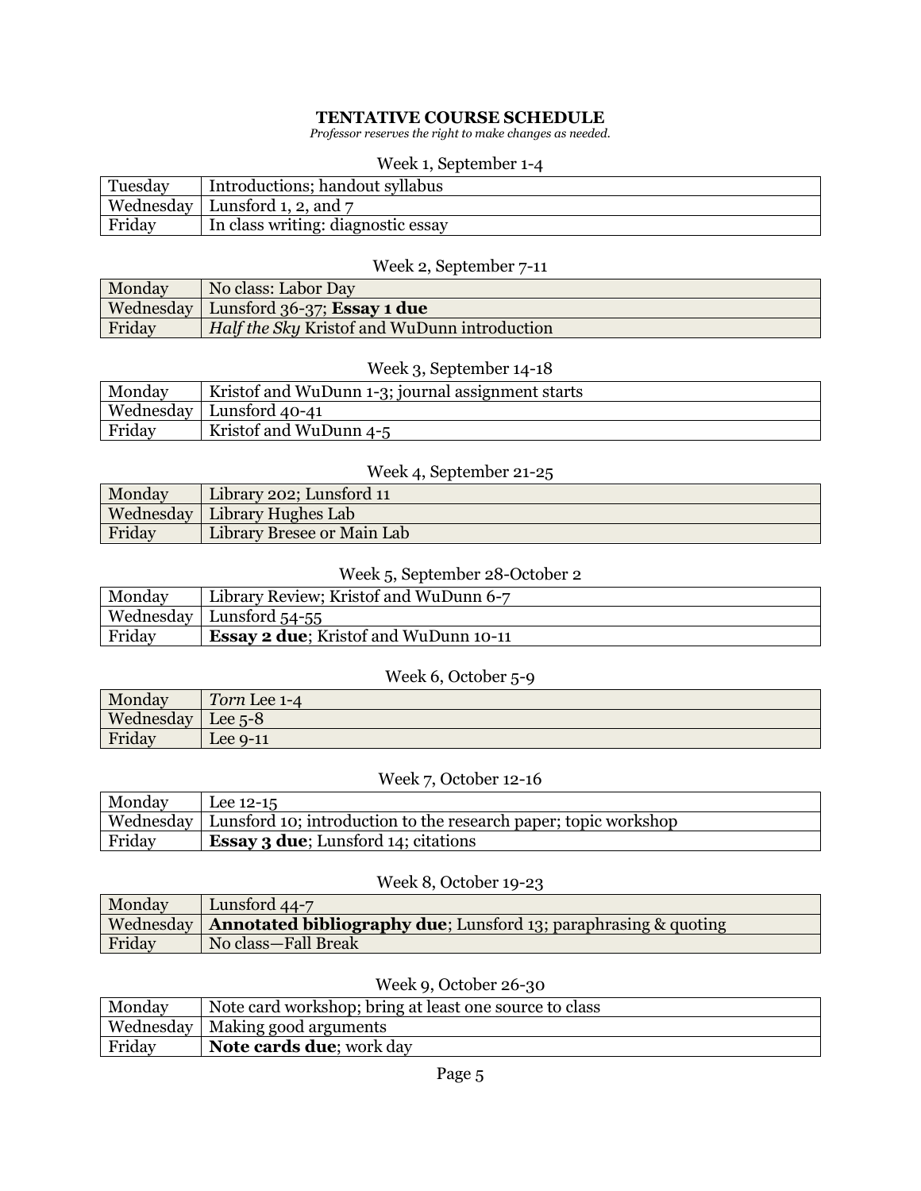**TENTATIVE COURSE SCHEDULE**

*Professor reserves the right to make changes as needed.*

Week 1, September 1-4

| | |
|---|---|
| Tuesday | Introductions; handout syllabus |
| Wednesday | Lunsford 1, 2, and 7 |
| Friday | In class writing: diagnostic essay |

Week 2, September 7-11

| | |
|---|---|
| Monday | No class: Labor Day |
| Wednesday | Lunsford 36-37; **Essay 1 due** |
| Friday | *Half the Sky* Kristof and WuDunn introduction |

Week 3, September 14-18

| | |
|---|---|
| Monday | Kristof and WuDunn 1-3; journal assignment starts |
| Wednesday | Lunsford 40-41 |
| Friday | Kristof and WuDunn 4-5 |

Week 4, September 21-25

| | |
|---|---|
| Monday | Library 202; Lunsford 11 |
| Wednesday | Library Hughes Lab |
| Friday | Library Bresee or Main Lab |

Week 5, September 28-October 2

| | |
|---|---|
| Monday | Library Review; Kristof and WuDunn 6-7 |
| Wednesday | Lunsford 54-55 |
| Friday | **Essay 2 due**; Kristof and WuDunn 10-11 |

Week 6, October 5-9

| | |
|---|---|
| Monday | *Torn* Lee 1-4 |
| Wednesday | Lee 5-8 |
| Friday | Lee 9-11 |

Week 7, October 12-16

| | |
|---|---|
| Monday | Lee 12-15 |
| Wednesday | Lunsford 10; introduction to the research paper; topic workshop |
| Friday | **Essay 3 due**; Lunsford 14; citations |

Week 8, October 19-23

| | |
|---|---|
| Monday | Lunsford 44-7 |
| Wednesday | **Annotated bibliography due**; Lunsford 13; paraphrasing & quoting |
| Friday | No class—Fall Break |

Week 9, October 26-30

| | |
|---|---|
| Monday | Note card workshop; bring at least one source to class |
| Wednesday | Making good arguments |
| Friday | **Note cards due**; work day |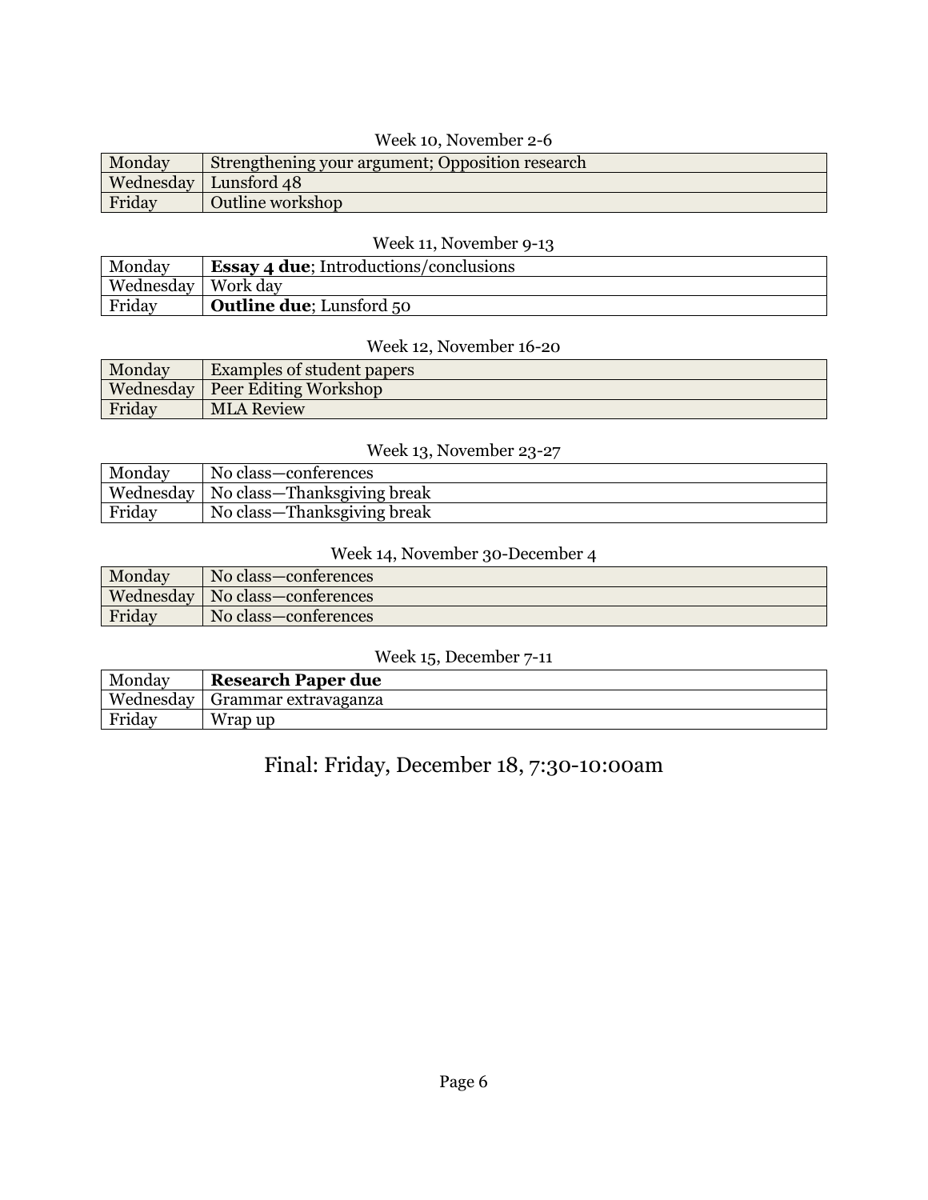Week 10, November 2-6

| | |
|---|---|
| Monday | Strengthening your argument; Opposition research |
| Wednesday | Lunsford 48 |
| Friday | Outline workshop |

Week 11, November 9-13

| | |
|---|---|
| Monday | **Essay 4 due**; Introductions/conclusions |
| Wednesday | Work day |
| Friday | **Outline due**; Lunsford 50 |

Week 12, November 16-20

| | |
|---|---|
| Monday | Examples of student papers |
| Wednesday | Peer Editing Workshop |
| Friday | MLA Review |

Week 13, November 23-27

| | |
|---|---|
| Monday | No class—conferences |
| Wednesday | No class—Thanksgiving break |
| Friday | No class—Thanksgiving break |

Week 14, November 30-December 4

| | |
|---|---|
| Monday | No class—conferences |
| Wednesday | No class—conferences |
| Friday | No class—conferences |

Week 15, December 7-11

| | |
|---|---|
| Monday | **Research Paper due** |
| Wednesday | Grammar extravaganza |
| Friday | Wrap up |

## Final: Friday, December 18, 7:30-10:00am